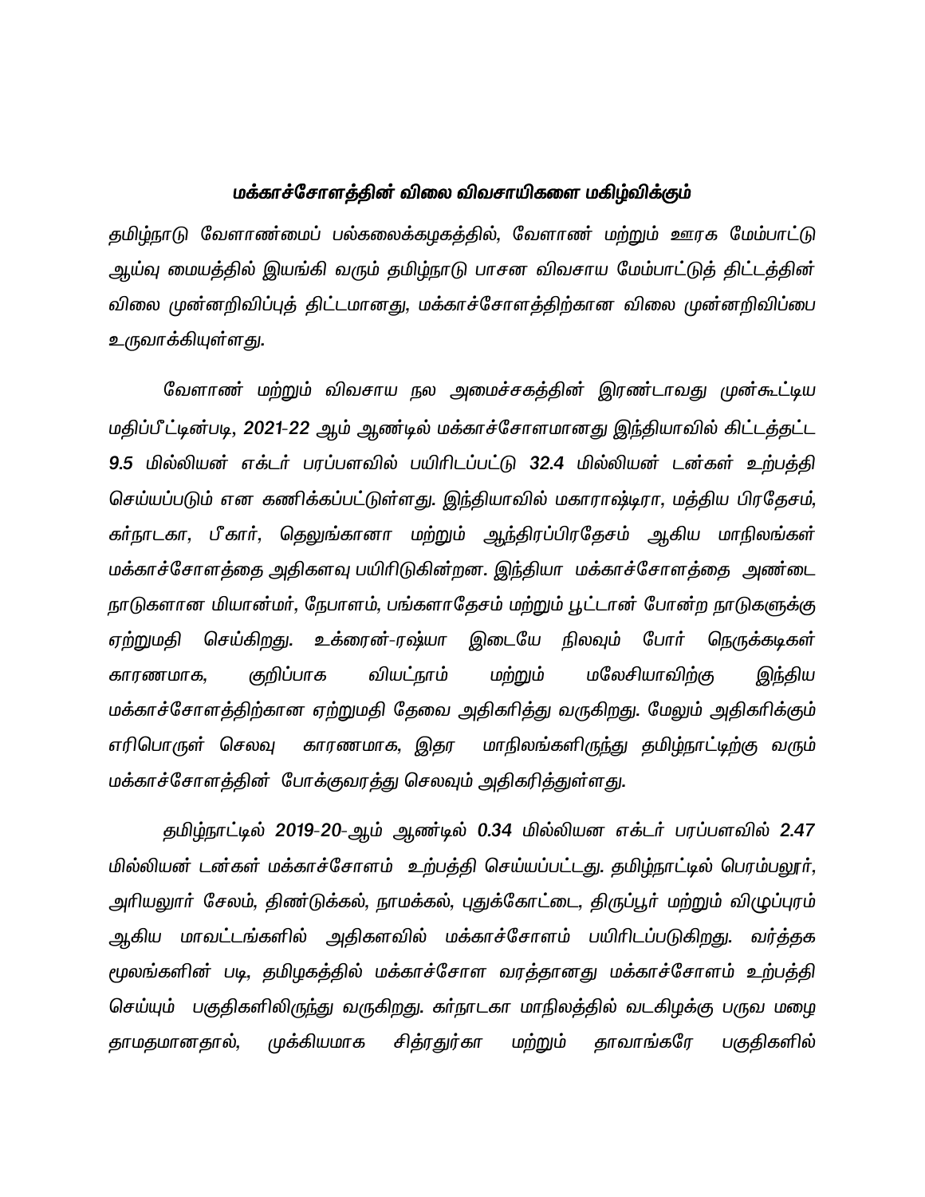### மக்காச்சோளத்தின் விலை விவசாயிகளை மகிழ்விக்கும்

தமிழ்நாடு வேளாண்மைப் பல்கலைக்கழகத்தில், வேளாண் மற்றும் ஊரக மேம்பாட்டு ஆய்வு மையத்தில் இயங்கி வரும் தமிழ்நாடு பாசன விவசாய மேம்பாட்டுத் திட்டத்தின் விலை முன்னறிவிப்புத் திட்டமானது, மக்காச்சோளத்திற்கான விலை முன்னறிவிப்பை உருவாக்கியுள்ளது.

வேளாண் மற்றும் விவசாய நல அமைச்சகத்தின் இரண்டாவது முன்கூட்டிய மதிப்பீட்டின்படி, 2021-22 ஆம் ஆண்டில் மக்காச்சோளமானது இந்தியாவில் கிட்டத்தட்ட 9.5 மில்லியன் எக்டர் பரப்பளவில் பயிரிடப்பட்டு 32.4 மில்லியன் டன்கள் உற்பத்தி செய்யப்படும் என கணிக்கப்பட்டுள்ளது. இந்தியாவில் மகாராஷ்டிரா, மத்திய பிரதேசம், கர்நாடகா, பீகார், தெலுங்கானா மற்றும் ஆந்திரப்பிரதேசம் ஆகிய மாநிலங்கள் மக்காச்சோளத்தை அதிகளவு பயிரிடுகின்றன. இந்தியா மக்காச்சோளத்தை அண்டை நாடுகளான மியான்மர், நேபாளம், பங்களாதேசம் மற்றும் பூட்டான் போன்ற நாடுகளுக்கு ஏற்றுமதி செய்கிறது. உக்ரைன்-ரஷ்யா இடையே நிலவும் போர் நெருக்கடிகள் காரணமாக, குறிப்பாக வியட்நாம் மற்றும் மலேசியாவிற்கு இந்திய மக்காச்சோளத்திற்கான ஏற்றுமதி தேவை அதிகரித்து வருகிறது. மேலும் அதிகரிக்கும் எரிபொருள் செலவு காரணமாக, இதர மாநிலங்களிருந்து தமிழ்நாட்டிற்கு வரும் மக்காச்சோளத்தின் போக்குவரத்து செலவும் அதிகரித்துள்ளது.

தமிழ்நாட்டில் 2019-20-ஆம் ஆண்டில் 0.34 மில்லியன எக்டர் பரப்பளவில் 2.47 மில்லியன் டன்கள் மக்காச்சோளம் உற்பத்தி செய்யப்பட்டது. தமிழ்நாட்டில் பெரம்பலூர், அரியலூர் சேலம், திண்டுக்கல், நாமக்கல், புதுக்கோட்டை, திருப்பூர் மற்றும் விழுப்புரம் ஆகிய மாவட்டங்களில் அதிகளவில் மக்காச்சோளம் பயிரிடப்படுகிறது. வர்த்தக மூலங்களின் படி, தமிழகத்தில் மக்காச்சோள வரத்தானது மக்காச்சோளம் உற்பத்தி செய்யும் பகுதிகளிலிருந்து வருகிறது. கர்நாடகா மாநிலத்தில் வடகிழக்கு பருவ மழை தாமதமானதால், முக்கியமாக சித்ரதுர்கா மற்றும் தாவாங்கரே பகுதிகளில்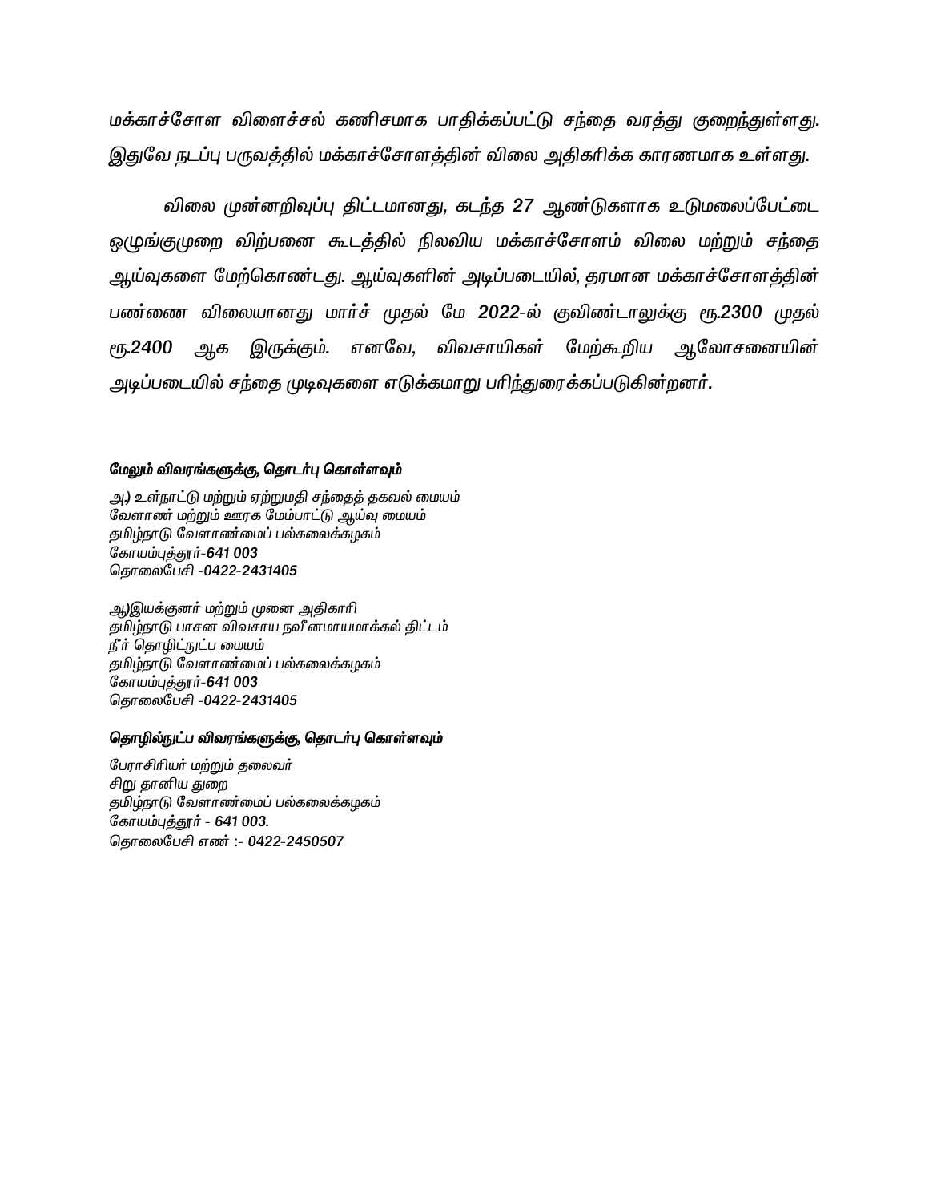*மக்காச்சோள விளைச்சல் கணிசமாக பாதிக்கப்பட்டு சந்தை வரத்து குறைந்துள்ளது. இதுவே நடப்பு பருவத்தில் மக்காச்சோளத்தின் விலை அதிகரிக்க காரணமாக உள்ளது.*

*விலை முன்னறிவுப்பு திட்டமானது, கடந்த 27 ஆண்டுகளாக உடுமலைப்பேட்டை ஒழுங்குமுறை விற்பனை கூடத்தில் நிலவிய மக்காச்சோளம் விலை மற்றும் சந்தை ஆய்வுகளை மேற்கொண்டது. ஆய்வுகளின் அடிப்படையில், தரமான மக்காச்சோளத்தின் பண்ணை விலையானது மார்ச் முதல் மே 2022-ல் குவிண்டாலுக்கு ரூ.2300 முதல் ரூ.2400 ஆக இருக்கும். எனவே, விவசாயிகள் மேற்கூறிய ஆலோசனையின் அடிப்படையில் சந்தை முடிவுகளை எடுக்குமாறு பரிந்துரைக்கப்படுகின்றனர்.*

**மேலும் விவரங்களுக்கு, தொடர்பு கொள்ளவும்**

*அ.) உள்நாட்டு மற்றும் ஏற்றுமதி சந்தைத் தகவல் மையம்*
*வேளாண் மற்றும் ஊரக மேம்பாட்டு ஆய்வு மையம்*
*தமிழ்நாடு வேளாண்மைப் பல்கலைக்கழகம்*
*கோயம்புத்தூர்-641 003*
*தொலைபேசி -0422-2431405*

*ஆ)இயக்குனர் மற்றும் முனை அதிகாரி*
*தமிழ்நாடு பாசன விவசாய நவீனமாயமாக்கல் திட்டம்*
*நீர் தொழிட்நுட்ப மையம்*
*தமிழ்நாடு வேளாண்மைப் பல்கலைக்கழகம்*
*கோயம்புத்தூர்-641 003*
*தொலைபேசி -0422-2431405*

**தொழில்நுட்ப விவரங்களுக்கு, தொடர்பு கொள்ளவும்**

*பேராசிரியர் மற்றும் தலைவர்*
*சிறு தானிய துறை*
*தமிழ்நாடு வேளாண்மைப் பல்கலைக்கழகம்*
*கோயம்புத்தூர் - 641 003.*
*தொலைபேசி எண் :- 0422-2450507*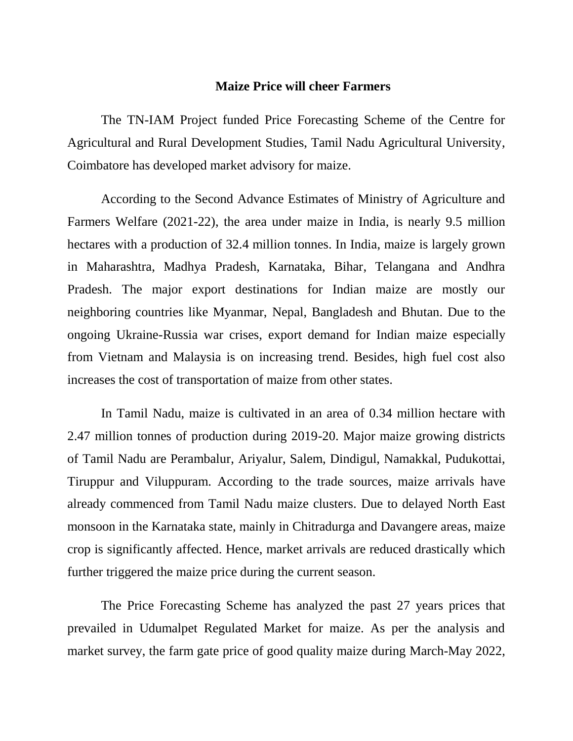**Maize Price will cheer Farmers**

The TN-IAM Project funded Price Forecasting Scheme of the Centre for Agricultural and Rural Development Studies, Tamil Nadu Agricultural University, Coimbatore has developed market advisory for maize.

According to the Second Advance Estimates of Ministry of Agriculture and Farmers Welfare (2021-22), the area under maize in India, is nearly 9.5 million hectares with a production of 32.4 million tonnes. In India, maize is largely grown in Maharashtra, Madhya Pradesh, Karnataka, Bihar, Telangana and Andhra Pradesh. The major export destinations for Indian maize are mostly our neighboring countries like Myanmar, Nepal, Bangladesh and Bhutan. Due to the ongoing Ukraine-Russia war crises, export demand for Indian maize especially from Vietnam and Malaysia is on increasing trend. Besides, high fuel cost also increases the cost of transportation of maize from other states.

In Tamil Nadu, maize is cultivated in an area of 0.34 million hectare with 2.47 million tonnes of production during 2019-20. Major maize growing districts of Tamil Nadu are Perambalur, Ariyalur, Salem, Dindigul, Namakkal, Pudukottai, Tiruppur and Viluppuram. According to the trade sources, maize arrivals have already commenced from Tamil Nadu maize clusters. Due to delayed North East monsoon in the Karnataka state, mainly in Chitradurga and Davangere areas, maize crop is significantly affected. Hence, market arrivals are reduced drastically which further triggered the maize price during the current season.

The Price Forecasting Scheme has analyzed the past 27 years prices that prevailed in Udumalpet Regulated Market for maize. As per the analysis and market survey, the farm gate price of good quality maize during March-May 2022,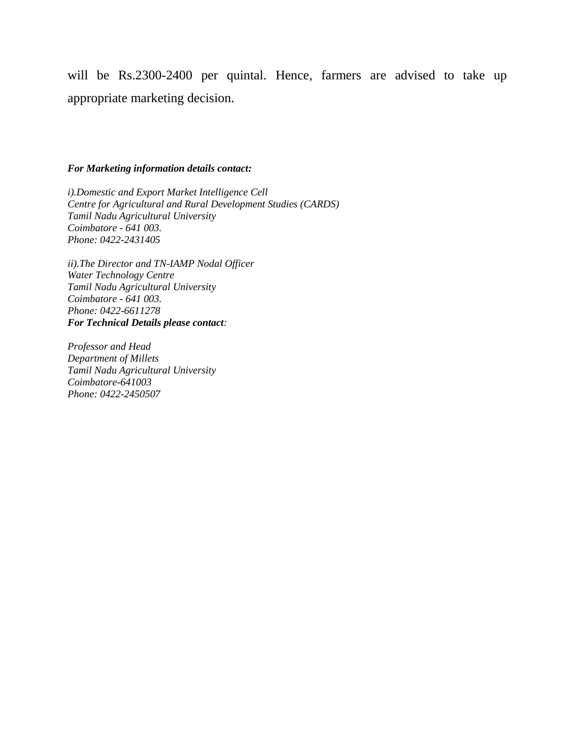will be Rs.2300-2400 per quintal. Hence, farmers are advised to take up appropriate marketing decision.

***For Marketing information details contact:***

*i).Domestic and Export Market Intelligence Cell*
*Centre for Agricultural and Rural Development Studies (CARDS)*
*Tamil Nadu Agricultural University*
*Coimbatore - 641 003.*
*Phone: 0422-2431405*

*ii).The Director and TN-IAMP Nodal Officer*
*Water Technology Centre*
*Tamil Nadu Agricultural University*
*Coimbatore - 641 003.*
*Phone: 0422-6611278*

***For Technical Details please contact**:*

*Professor and Head*
*Department of Millets*
*Tamil Nadu Agricultural University*
*Coimbatore-641003*
*Phone: 0422-2450507*